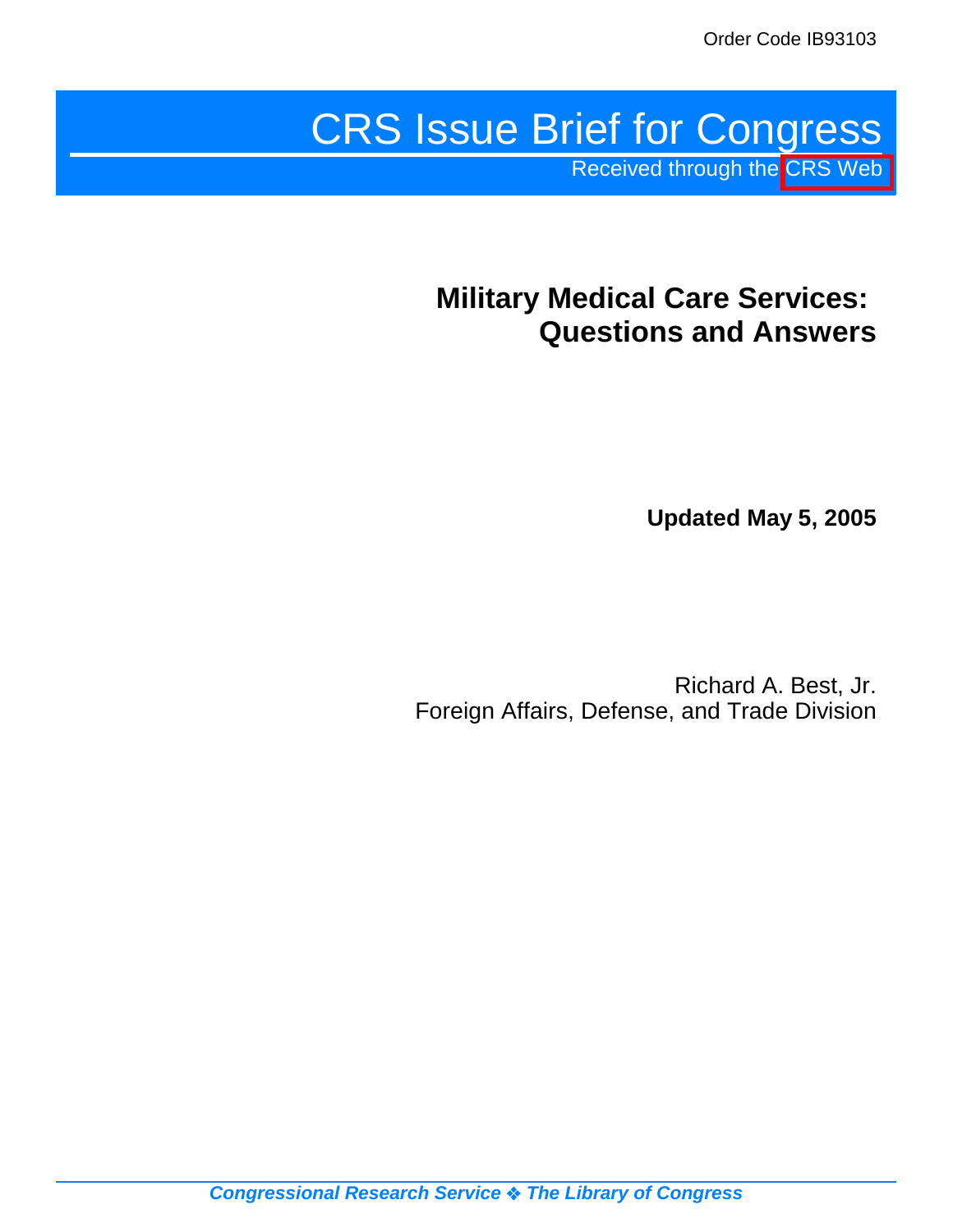Order Code IB93103

# CRS Issue Brief for Congress

Received through the CRS Web

## Military Medical Care Services: Questions and Answers

**Updated May 5, 2005**

Richard A. Best, Jr.
Foreign Affairs, Defense, and Trade Division

*Congressional Research Service ❖ The Library of Congress*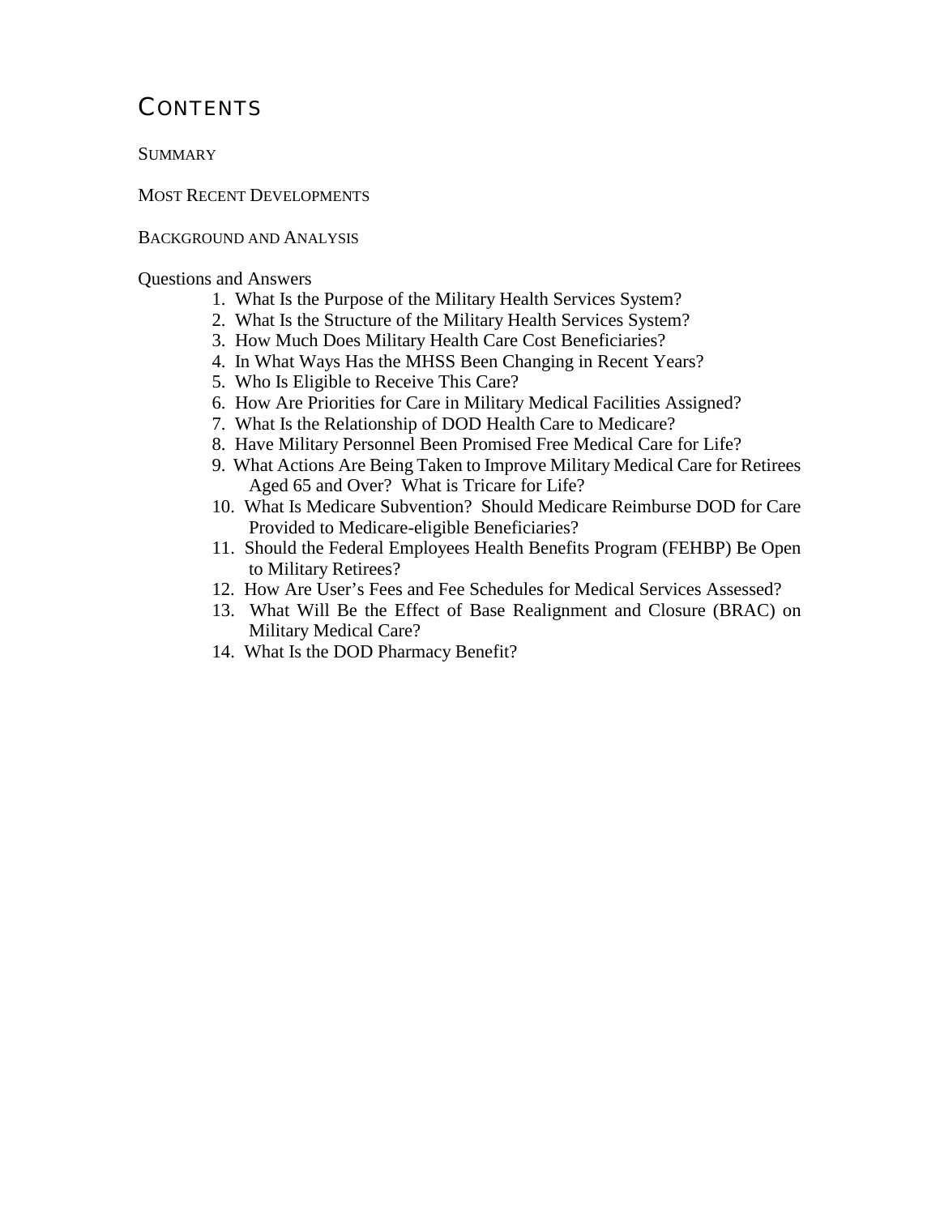# Contents

Summary

Most Recent Developments

Background and Analysis

Questions and Answers

1. What Is the Purpose of the Military Health Services System?
2. What Is the Structure of the Military Health Services System?
3. How Much Does Military Health Care Cost Beneficiaries?
4. In What Ways Has the MHSS Been Changing in Recent Years?
5. Who Is Eligible to Receive This Care?
6. How Are Priorities for Care in Military Medical Facilities Assigned?
7. What Is the Relationship of DOD Health Care to Medicare?
8. Have Military Personnel Been Promised Free Medical Care for Life?
9. What Actions Are Being Taken to Improve Military Medical Care for Retirees Aged 65 and Over? What is Tricare for Life?
10. What Is Medicare Subvention? Should Medicare Reimburse DOD for Care Provided to Medicare-eligible Beneficiaries?
11. Should the Federal Employees Health Benefits Program (FEHBP) Be Open to Military Retirees?
12. How Are User's Fees and Fee Schedules for Medical Services Assessed?
13. What Will Be the Effect of Base Realignment and Closure (BRAC) on Military Medical Care?
14. What Is the DOD Pharmacy Benefit?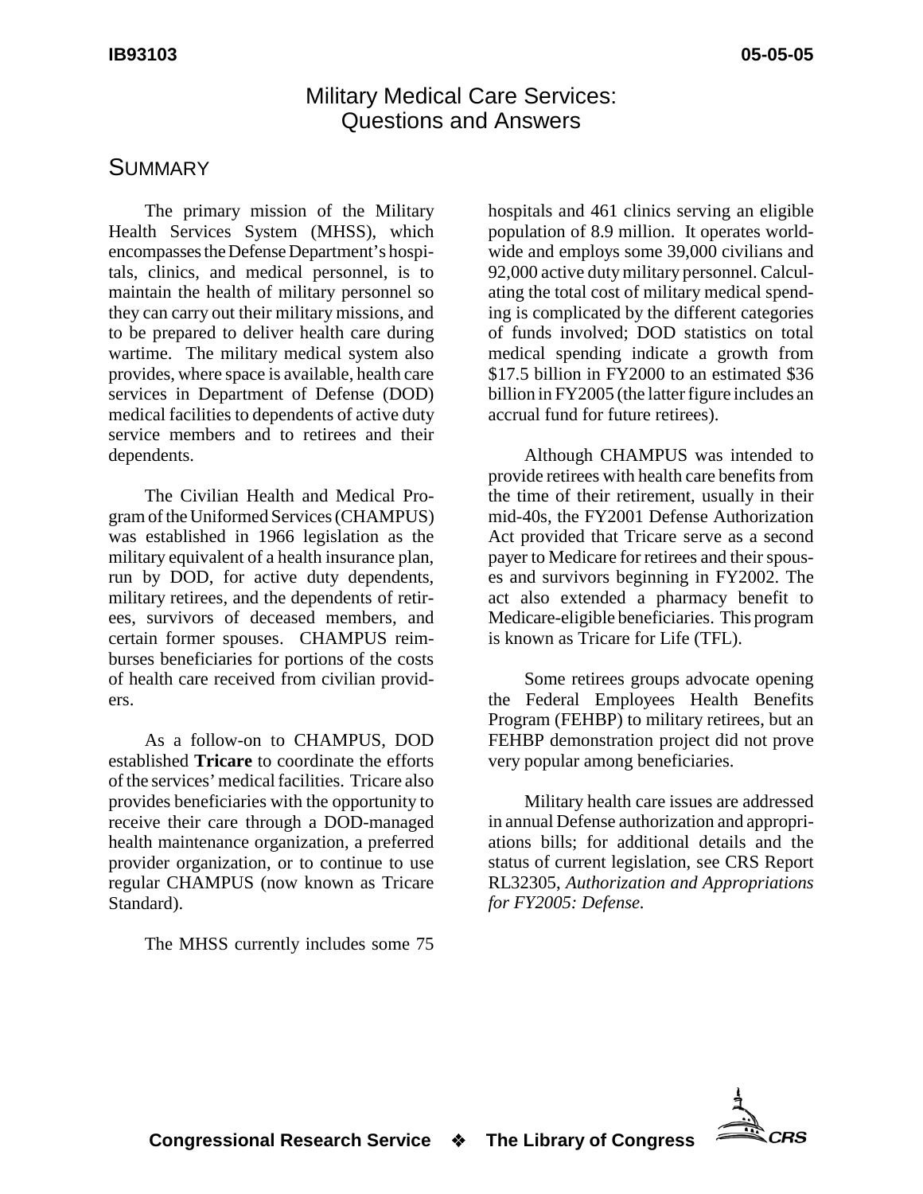# Military Medical Care Services: Questions and Answers

## SUMMARY

The primary mission of the Military Health Services System (MHSS), which encompasses the Defense Department's hospitals, clinics, and medical personnel, is to maintain the health of military personnel so they can carry out their military missions, and to be prepared to deliver health care during wartime. The military medical system also provides, where space is available, health care services in Department of Defense (DOD) medical facilities to dependents of active duty service members and to retirees and their dependents.

The Civilian Health and Medical Program of the Uniformed Services (CHAMPUS) was established in 1966 legislation as the military equivalent of a health insurance plan, run by DOD, for active duty dependents, military retirees, and the dependents of retirees, survivors of deceased members, and certain former spouses. CHAMPUS reimburses beneficiaries for portions of the costs of health care received from civilian providers.

As a follow-on to CHAMPUS, DOD established **Tricare** to coordinate the efforts of the services' medical facilities. Tricare also provides beneficiaries with the opportunity to receive their care through a DOD-managed health maintenance organization, a preferred provider organization, or to continue to use regular CHAMPUS (now known as Tricare Standard).

The MHSS currently includes some 75 hospitals and 461 clinics serving an eligible population of 8.9 million. It operates worldwide and employs some 39,000 civilians and 92,000 active duty military personnel. Calculating the total cost of military medical spending is complicated by the different categories of funds involved; DOD statistics on total medical spending indicate a growth from $17.5 billion in FY2000 to an estimated $36 billion in FY2005 (the latter figure includes an accrual fund for future retirees).

Although CHAMPUS was intended to provide retirees with health care benefits from the time of their retirement, usually in their mid-40s, the FY2001 Defense Authorization Act provided that Tricare serve as a second payer to Medicare for retirees and their spouses and survivors beginning in FY2002. The act also extended a pharmacy benefit to Medicare-eligible beneficiaries. This program is known as Tricare for Life (TFL).

Some retirees groups advocate opening the Federal Employees Health Benefits Program (FEHBP) to military retirees, but an FEHBP demonstration project did not prove very popular among beneficiaries.

Military health care issues are addressed in annual Defense authorization and appropriations bills; for additional details and the status of current legislation, see CRS Report RL32305, *Authorization and Appropriations for FY2005: Defense.*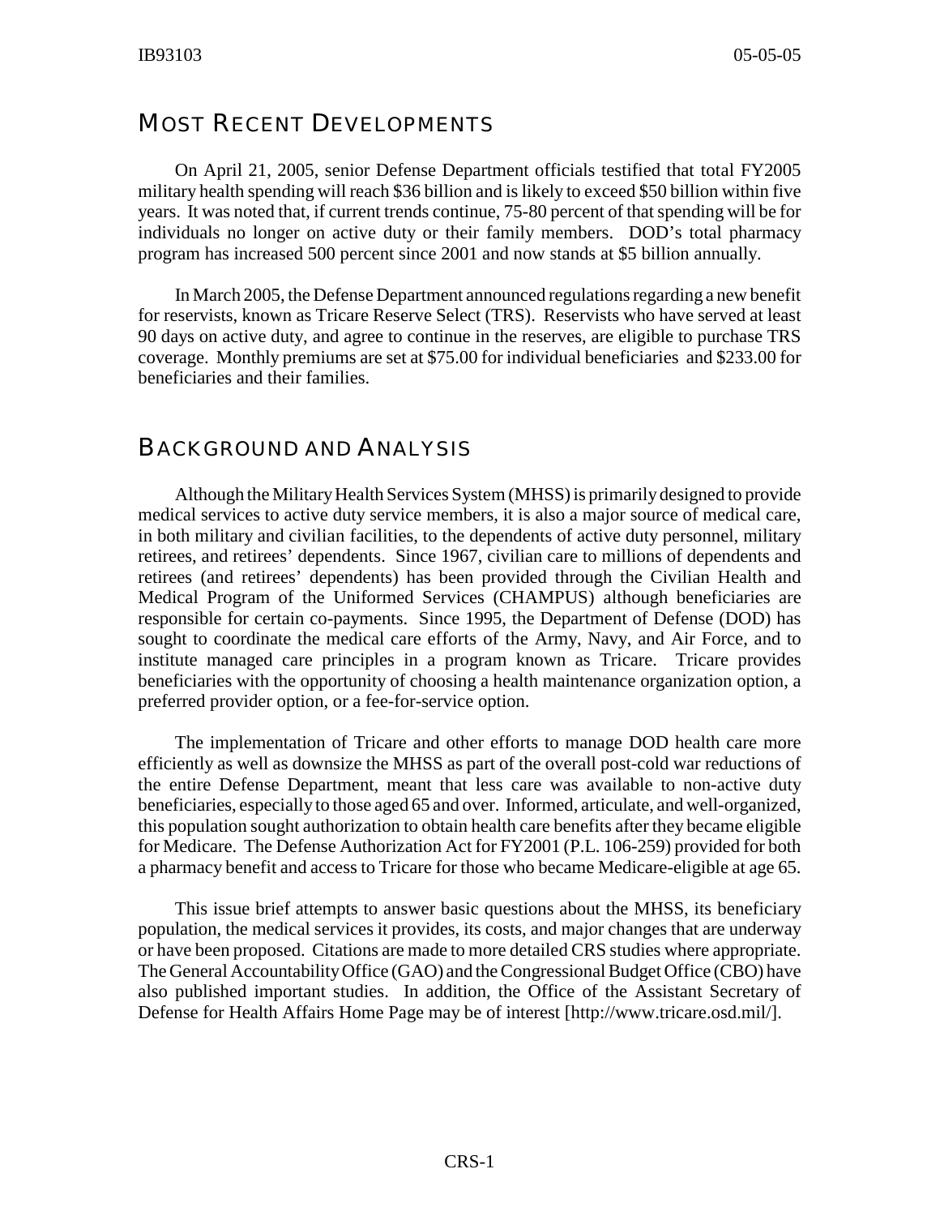## Most Recent Developments

On April 21, 2005, senior Defense Department officials testified that total FY2005 military health spending will reach $36 billion and is likely to exceed $50 billion within five years. It was noted that, if current trends continue, 75-80 percent of that spending will be for individuals no longer on active duty or their family members. DOD's total pharmacy program has increased 500 percent since 2001 and now stands at $5 billion annually.

In March 2005, the Defense Department announced regulations regarding a new benefit for reservists, known as Tricare Reserve Select (TRS). Reservists who have served at least 90 days on active duty, and agree to continue in the reserves, are eligible to purchase TRS coverage. Monthly premiums are set at $75.00 for individual beneficiaries and $233.00 for beneficiaries and their families.

## Background and Analysis

Although the Military Health Services System (MHSS) is primarily designed to provide medical services to active duty service members, it is also a major source of medical care, in both military and civilian facilities, to the dependents of active duty personnel, military retirees, and retirees' dependents. Since 1967, civilian care to millions of dependents and retirees (and retirees' dependents) has been provided through the Civilian Health and Medical Program of the Uniformed Services (CHAMPUS) although beneficiaries are responsible for certain co-payments. Since 1995, the Department of Defense (DOD) has sought to coordinate the medical care efforts of the Army, Navy, and Air Force, and to institute managed care principles in a program known as Tricare. Tricare provides beneficiaries with the opportunity of choosing a health maintenance organization option, a preferred provider option, or a fee-for-service option.

The implementation of Tricare and other efforts to manage DOD health care more efficiently as well as downsize the MHSS as part of the overall post-cold war reductions of the entire Defense Department, meant that less care was available to non-active duty beneficiaries, especially to those aged 65 and over. Informed, articulate, and well-organized, this population sought authorization to obtain health care benefits after they became eligible for Medicare. The Defense Authorization Act for FY2001 (P.L. 106-259) provided for both a pharmacy benefit and access to Tricare for those who became Medicare-eligible at age 65.

This issue brief attempts to answer basic questions about the MHSS, its beneficiary population, the medical services it provides, its costs, and major changes that are underway or have been proposed. Citations are made to more detailed CRS studies where appropriate. The General Accountability Office (GAO) and the Congressional Budget Office (CBO) have also published important studies. In addition, the Office of the Assistant Secretary of Defense for Health Affairs Home Page may be of interest [http://www.tricare.osd.mil/].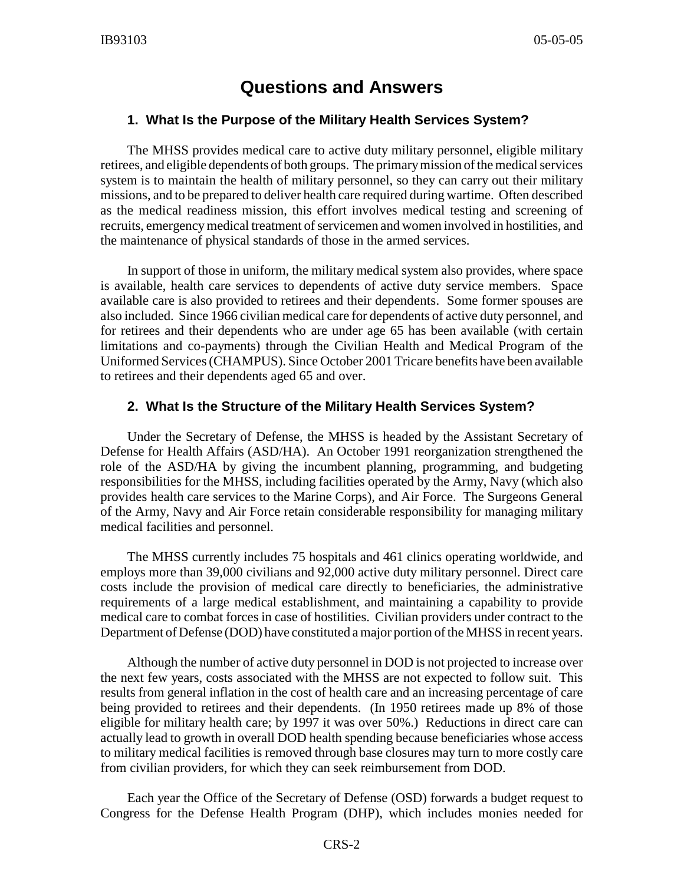# Questions and Answers

### 1. What Is the Purpose of the Military Health Services System?

The MHSS provides medical care to active duty military personnel, eligible military retirees, and eligible dependents of both groups. The primary mission of the medical services system is to maintain the health of military personnel, so they can carry out their military missions, and to be prepared to deliver health care required during wartime. Often described as the medical readiness mission, this effort involves medical testing and screening of recruits, emergency medical treatment of servicemen and women involved in hostilities, and the maintenance of physical standards of those in the armed services.

In support of those in uniform, the military medical system also provides, where space is available, health care services to dependents of active duty service members. Space available care is also provided to retirees and their dependents. Some former spouses are also included. Since 1966 civilian medical care for dependents of active duty personnel, and for retirees and their dependents who are under age 65 has been available (with certain limitations and co-payments) through the Civilian Health and Medical Program of the Uniformed Services (CHAMPUS). Since October 2001 Tricare benefits have been available to retirees and their dependents aged 65 and over.

### 2. What Is the Structure of the Military Health Services System?

Under the Secretary of Defense, the MHSS is headed by the Assistant Secretary of Defense for Health Affairs (ASD/HA). An October 1991 reorganization strengthened the role of the ASD/HA by giving the incumbent planning, programming, and budgeting responsibilities for the MHSS, including facilities operated by the Army, Navy (which also provides health care services to the Marine Corps), and Air Force. The Surgeons General of the Army, Navy and Air Force retain considerable responsibility for managing military medical facilities and personnel.

The MHSS currently includes 75 hospitals and 461 clinics operating worldwide, and employs more than 39,000 civilians and 92,000 active duty military personnel. Direct care costs include the provision of medical care directly to beneficiaries, the administrative requirements of a large medical establishment, and maintaining a capability to provide medical care to combat forces in case of hostilities. Civilian providers under contract to the Department of Defense (DOD) have constituted a major portion of the MHSS in recent years.

Although the number of active duty personnel in DOD is not projected to increase over the next few years, costs associated with the MHSS are not expected to follow suit. This results from general inflation in the cost of health care and an increasing percentage of care being provided to retirees and their dependents. (In 1950 retirees made up 8% of those eligible for military health care; by 1997 it was over 50%.) Reductions in direct care can actually lead to growth in overall DOD health spending because beneficiaries whose access to military medical facilities is removed through base closures may turn to more costly care from civilian providers, for which they can seek reimbursement from DOD.

Each year the Office of the Secretary of Defense (OSD) forwards a budget request to Congress for the Defense Health Program (DHP), which includes monies needed for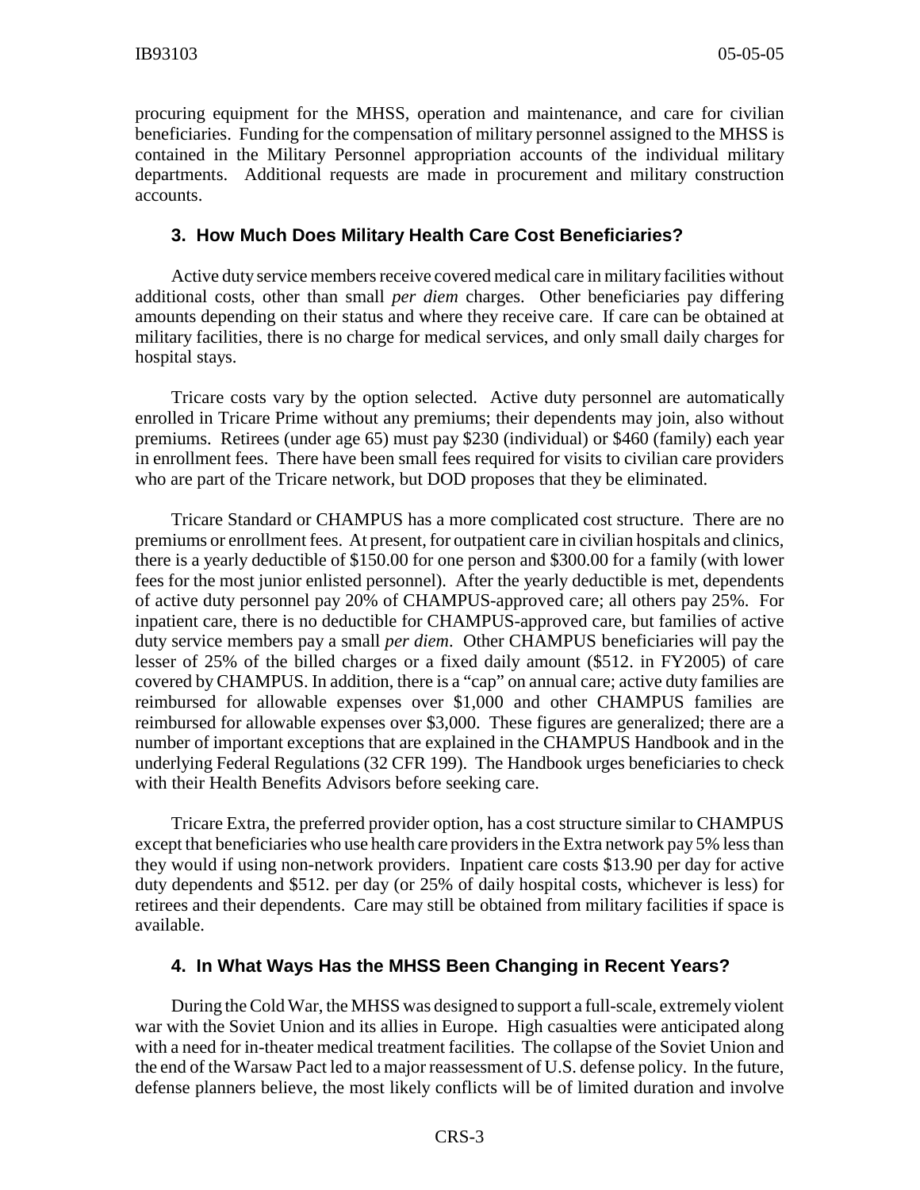procuring equipment for the MHSS, operation and maintenance, and care for civilian beneficiaries. Funding for the compensation of military personnel assigned to the MHSS is contained in the Military Personnel appropriation accounts of the individual military departments. Additional requests are made in procurement and military construction accounts.

### 3. How Much Does Military Health Care Cost Beneficiaries?

Active duty service members receive covered medical care in military facilities without additional costs, other than small *per diem* charges. Other beneficiaries pay differing amounts depending on their status and where they receive care. If care can be obtained at military facilities, there is no charge for medical services, and only small daily charges for hospital stays.

Tricare costs vary by the option selected. Active duty personnel are automatically enrolled in Tricare Prime without any premiums; their dependents may join, also without premiums. Retirees (under age 65) must pay $230 (individual) or $460 (family) each year in enrollment fees. There have been small fees required for visits to civilian care providers who are part of the Tricare network, but DOD proposes that they be eliminated.

Tricare Standard or CHAMPUS has a more complicated cost structure. There are no premiums or enrollment fees. At present, for outpatient care in civilian hospitals and clinics, there is a yearly deductible of $150.00 for one person and $300.00 for a family (with lower fees for the most junior enlisted personnel). After the yearly deductible is met, dependents of active duty personnel pay 20% of CHAMPUS-approved care; all others pay 25%. For inpatient care, there is no deductible for CHAMPUS-approved care, but families of active duty service members pay a small *per diem*. Other CHAMPUS beneficiaries will pay the lesser of 25% of the billed charges or a fixed daily amount ($512. in FY2005) of care covered by CHAMPUS. In addition, there is a "cap" on annual care; active duty families are reimbursed for allowable expenses over $1,000 and other CHAMPUS families are reimbursed for allowable expenses over $3,000. These figures are generalized; there are a number of important exceptions that are explained in the CHAMPUS Handbook and in the underlying Federal Regulations (32 CFR 199). The Handbook urges beneficiaries to check with their Health Benefits Advisors before seeking care.

Tricare Extra, the preferred provider option, has a cost structure similar to CHAMPUS except that beneficiaries who use health care providers in the Extra network pay 5% less than they would if using non-network providers. Inpatient care costs $13.90 per day for active duty dependents and $512. per day (or 25% of daily hospital costs, whichever is less) for retirees and their dependents. Care may still be obtained from military facilities if space is available.

### 4. In What Ways Has the MHSS Been Changing in Recent Years?

During the Cold War, the MHSS was designed to support a full-scale, extremely violent war with the Soviet Union and its allies in Europe. High casualties were anticipated along with a need for in-theater medical treatment facilities. The collapse of the Soviet Union and the end of the Warsaw Pact led to a major reassessment of U.S. defense policy. In the future, defense planners believe, the most likely conflicts will be of limited duration and involve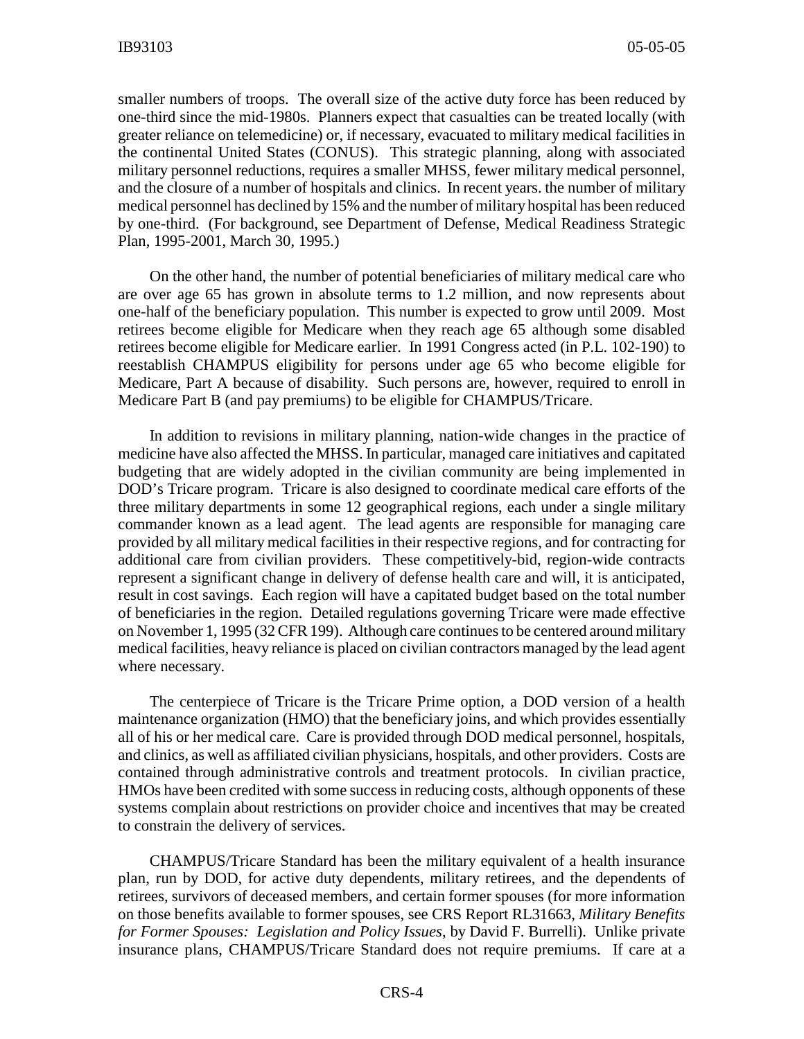smaller numbers of troops. The overall size of the active duty force has been reduced by one-third since the mid-1980s. Planners expect that casualties can be treated locally (with greater reliance on telemedicine) or, if necessary, evacuated to military medical facilities in the continental United States (CONUS). This strategic planning, along with associated military personnel reductions, requires a smaller MHSS, fewer military medical personnel, and the closure of a number of hospitals and clinics. In recent years. the number of military medical personnel has declined by 15% and the number of military hospital has been reduced by one-third. (For background, see Department of Defense, Medical Readiness Strategic Plan, 1995-2001, March 30, 1995.)

On the other hand, the number of potential beneficiaries of military medical care who are over age 65 has grown in absolute terms to 1.2 million, and now represents about one-half of the beneficiary population. This number is expected to grow until 2009. Most retirees become eligible for Medicare when they reach age 65 although some disabled retirees become eligible for Medicare earlier. In 1991 Congress acted (in P.L. 102-190) to reestablish CHAMPUS eligibility for persons under age 65 who become eligible for Medicare, Part A because of disability. Such persons are, however, required to enroll in Medicare Part B (and pay premiums) to be eligible for CHAMPUS/Tricare.

In addition to revisions in military planning, nation-wide changes in the practice of medicine have also affected the MHSS. In particular, managed care initiatives and capitated budgeting that are widely adopted in the civilian community are being implemented in DOD's Tricare program. Tricare is also designed to coordinate medical care efforts of the three military departments in some 12 geographical regions, each under a single military commander known as a lead agent. The lead agents are responsible for managing care provided by all military medical facilities in their respective regions, and for contracting for additional care from civilian providers. These competitively-bid, region-wide contracts represent a significant change in delivery of defense health care and will, it is anticipated, result in cost savings. Each region will have a capitated budget based on the total number of beneficiaries in the region. Detailed regulations governing Tricare were made effective on November 1, 1995 (32 CFR 199). Although care continues to be centered around military medical facilities, heavy reliance is placed on civilian contractors managed by the lead agent where necessary.

The centerpiece of Tricare is the Tricare Prime option, a DOD version of a health maintenance organization (HMO) that the beneficiary joins, and which provides essentially all of his or her medical care. Care is provided through DOD medical personnel, hospitals, and clinics, as well as affiliated civilian physicians, hospitals, and other providers. Costs are contained through administrative controls and treatment protocols. In civilian practice, HMOs have been credited with some success in reducing costs, although opponents of these systems complain about restrictions on provider choice and incentives that may be created to constrain the delivery of services.

CHAMPUS/Tricare Standard has been the military equivalent of a health insurance plan, run by DOD, for active duty dependents, military retirees, and the dependents of retirees, survivors of deceased members, and certain former spouses (for more information on those benefits available to former spouses, see CRS Report RL31663, *Military Benefits for Former Spouses: Legislation and Policy Issues*, by David F. Burrelli). Unlike private insurance plans, CHAMPUS/Tricare Standard does not require premiums. If care at a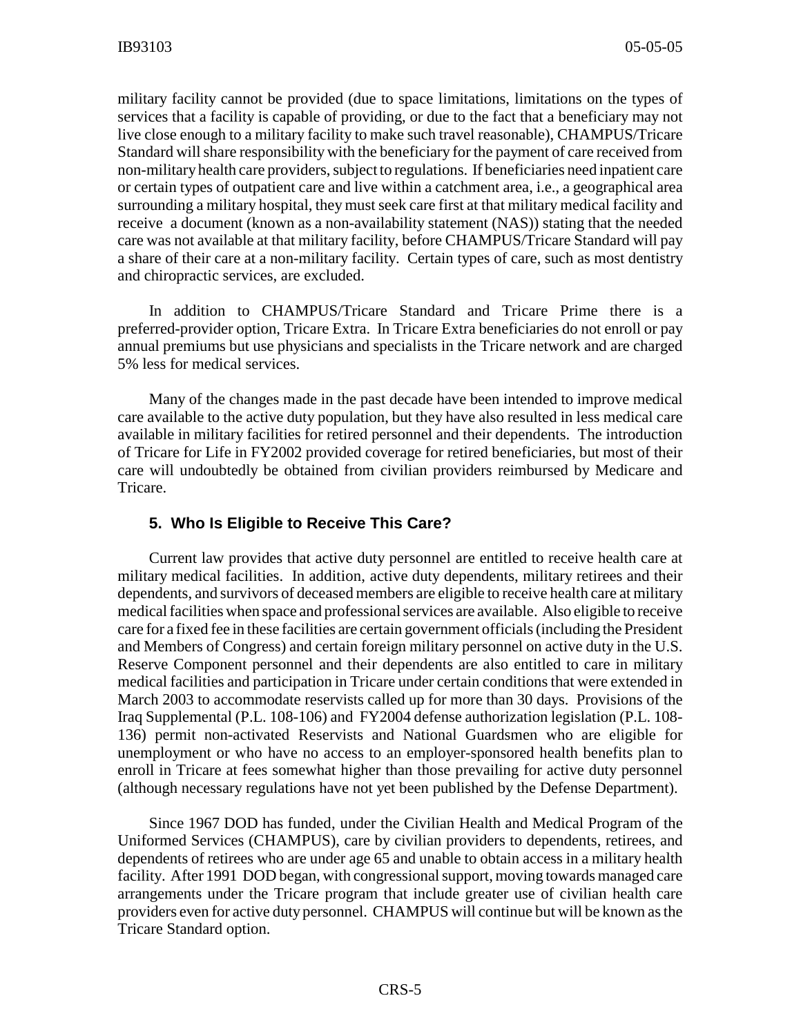military facility cannot be provided (due to space limitations, limitations on the types of services that a facility is capable of providing, or due to the fact that a beneficiary may not live close enough to a military facility to make such travel reasonable), CHAMPUS/Tricare Standard will share responsibility with the beneficiary for the payment of care received from non-military health care providers, subject to regulations. If beneficiaries need inpatient care or certain types of outpatient care and live within a catchment area, i.e., a geographical area surrounding a military hospital, they must seek care first at that military medical facility and receive a document (known as a non-availability statement (NAS)) stating that the needed care was not available at that military facility, before CHAMPUS/Tricare Standard will pay a share of their care at a non-military facility. Certain types of care, such as most dentistry and chiropractic services, are excluded.

In addition to CHAMPUS/Tricare Standard and Tricare Prime there is a preferred-provider option, Tricare Extra. In Tricare Extra beneficiaries do not enroll or pay annual premiums but use physicians and specialists in the Tricare network and are charged 5% less for medical services.

Many of the changes made in the past decade have been intended to improve medical care available to the active duty population, but they have also resulted in less medical care available in military facilities for retired personnel and their dependents. The introduction of Tricare for Life in FY2002 provided coverage for retired beneficiaries, but most of their care will undoubtedly be obtained from civilian providers reimbursed by Medicare and Tricare.

### 5. Who Is Eligible to Receive This Care?

Current law provides that active duty personnel are entitled to receive health care at military medical facilities. In addition, active duty dependents, military retirees and their dependents, and survivors of deceased members are eligible to receive health care at military medical facilities when space and professional services are available. Also eligible to receive care for a fixed fee in these facilities are certain government officials (including the President and Members of Congress) and certain foreign military personnel on active duty in the U.S. Reserve Component personnel and their dependents are also entitled to care in military medical facilities and participation in Tricare under certain conditions that were extended in March 2003 to accommodate reservists called up for more than 30 days. Provisions of the Iraq Supplemental (P.L. 108-106) and FY2004 defense authorization legislation (P.L. 108-136) permit non-activated Reservists and National Guardsmen who are eligible for unemployment or who have no access to an employer-sponsored health benefits plan to enroll in Tricare at fees somewhat higher than those prevailing for active duty personnel (although necessary regulations have not yet been published by the Defense Department).

Since 1967 DOD has funded, under the Civilian Health and Medical Program of the Uniformed Services (CHAMPUS), care by civilian providers to dependents, retirees, and dependents of retirees who are under age 65 and unable to obtain access in a military health facility. After 1991 DOD began, with congressional support, moving towards managed care arrangements under the Tricare program that include greater use of civilian health care providers even for active duty personnel. CHAMPUS will continue but will be known as the Tricare Standard option.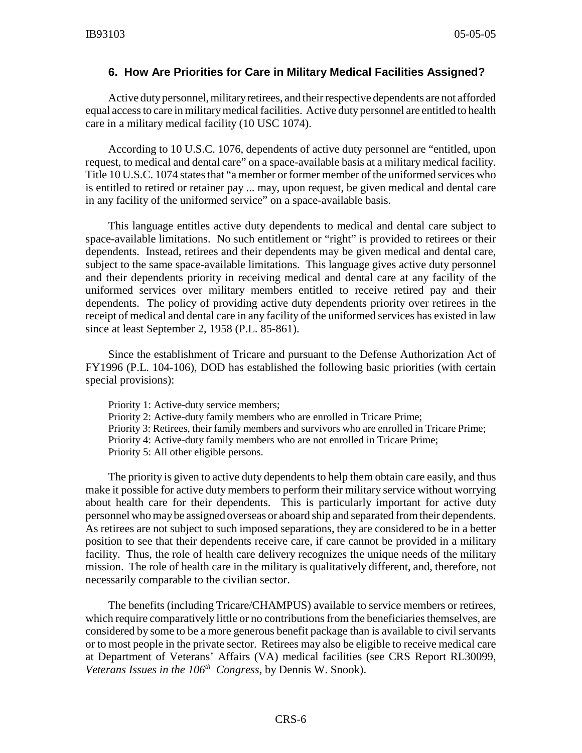### 6. How Are Priorities for Care in Military Medical Facilities Assigned?

Active duty personnel, military retirees, and their respective dependents are not afforded equal access to care in military medical facilities. Active duty personnel are entitled to health care in a military medical facility (10 USC 1074).

According to 10 U.S.C. 1076, dependents of active duty personnel are "entitled, upon request, to medical and dental care" on a space-available basis at a military medical facility. Title 10 U.S.C. 1074 states that "a member or former member of the uniformed services who is entitled to retired or retainer pay ... may, upon request, be given medical and dental care in any facility of the uniformed service" on a space-available basis.

This language entitles active duty dependents to medical and dental care subject to space-available limitations. No such entitlement or "right" is provided to retirees or their dependents. Instead, retirees and their dependents may be given medical and dental care, subject to the same space-available limitations. This language gives active duty personnel and their dependents priority in receiving medical and dental care at any facility of the uniformed services over military members entitled to receive retired pay and their dependents. The policy of providing active duty dependents priority over retirees in the receipt of medical and dental care in any facility of the uniformed services has existed in law since at least September 2, 1958 (P.L. 85-861).

Since the establishment of Tricare and pursuant to the Defense Authorization Act of FY1996 (P.L. 104-106), DOD has established the following basic priorities (with certain special provisions):

Priority 1: Active-duty service members;
Priority 2: Active-duty family members who are enrolled in Tricare Prime;
Priority 3: Retirees, their family members and survivors who are enrolled in Tricare Prime;
Priority 4: Active-duty family members who are not enrolled in Tricare Prime;
Priority 5: All other eligible persons.

The priority is given to active duty dependents to help them obtain care easily, and thus make it possible for active duty members to perform their military service without worrying about health care for their dependents. This is particularly important for active duty personnel who may be assigned overseas or aboard ship and separated from their dependents. As retirees are not subject to such imposed separations, they are considered to be in a better position to see that their dependents receive care, if care cannot be provided in a military facility. Thus, the role of health care delivery recognizes the unique needs of the military mission. The role of health care in the military is qualitatively different, and, therefore, not necessarily comparable to the civilian sector.

The benefits (including Tricare/CHAMPUS) available to service members or retirees, which require comparatively little or no contributions from the beneficiaries themselves, are considered by some to be a more generous benefit package than is available to civil servants or to most people in the private sector. Retirees may also be eligible to receive medical care at Department of Veterans' Affairs (VA) medical facilities (see CRS Report RL30099, *Veterans Issues in the 106th Congress*, by Dennis W. Snook).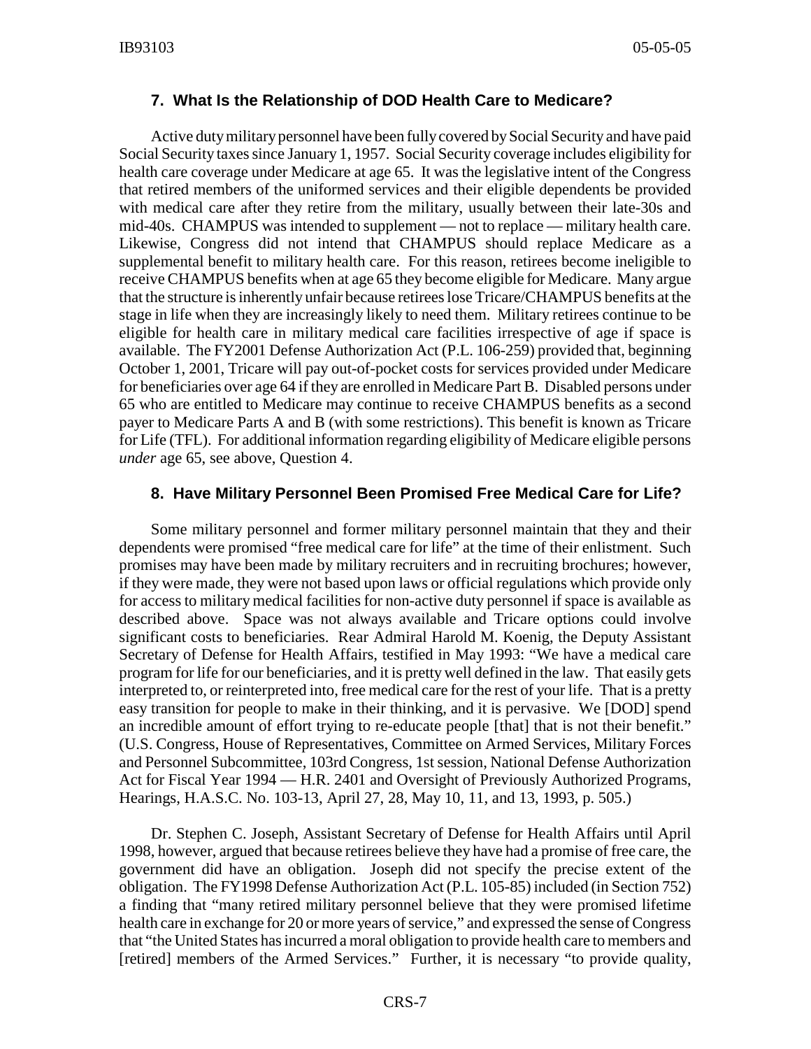### 7. What Is the Relationship of DOD Health Care to Medicare?

Active duty military personnel have been fully covered by Social Security and have paid Social Security taxes since January 1, 1957. Social Security coverage includes eligibility for health care coverage under Medicare at age 65. It was the legislative intent of the Congress that retired members of the uniformed services and their eligible dependents be provided with medical care after they retire from the military, usually between their late-30s and mid-40s. CHAMPUS was intended to supplement — not to replace — military health care. Likewise, Congress did not intend that CHAMPUS should replace Medicare as a supplemental benefit to military health care. For this reason, retirees become ineligible to receive CHAMPUS benefits when at age 65 they become eligible for Medicare. Many argue that the structure is inherently unfair because retirees lose Tricare/CHAMPUS benefits at the stage in life when they are increasingly likely to need them. Military retirees continue to be eligible for health care in military medical care facilities irrespective of age if space is available. The FY2001 Defense Authorization Act (P.L. 106-259) provided that, beginning October 1, 2001, Tricare will pay out-of-pocket costs for services provided under Medicare for beneficiaries over age 64 if they are enrolled in Medicare Part B. Disabled persons under 65 who are entitled to Medicare may continue to receive CHAMPUS benefits as a second payer to Medicare Parts A and B (with some restrictions). This benefit is known as Tricare for Life (TFL). For additional information regarding eligibility of Medicare eligible persons *under* age 65, see above, Question 4.

### 8. Have Military Personnel Been Promised Free Medical Care for Life?

Some military personnel and former military personnel maintain that they and their dependents were promised "free medical care for life" at the time of their enlistment. Such promises may have been made by military recruiters and in recruiting brochures; however, if they were made, they were not based upon laws or official regulations which provide only for access to military medical facilities for non-active duty personnel if space is available as described above. Space was not always available and Tricare options could involve significant costs to beneficiaries. Rear Admiral Harold M. Koenig, the Deputy Assistant Secretary of Defense for Health Affairs, testified in May 1993: "We have a medical care program for life for our beneficiaries, and it is pretty well defined in the law. That easily gets interpreted to, or reinterpreted into, free medical care for the rest of your life. That is a pretty easy transition for people to make in their thinking, and it is pervasive. We [DOD] spend an incredible amount of effort trying to re-educate people [that] that is not their benefit." (U.S. Congress, House of Representatives, Committee on Armed Services, Military Forces and Personnel Subcommittee, 103rd Congress, 1st session, National Defense Authorization Act for Fiscal Year 1994 — H.R. 2401 and Oversight of Previously Authorized Programs, Hearings, H.A.S.C. No. 103-13, April 27, 28, May 10, 11, and 13, 1993, p. 505.)

Dr. Stephen C. Joseph, Assistant Secretary of Defense for Health Affairs until April 1998, however, argued that because retirees believe they have had a promise of free care, the government did have an obligation. Joseph did not specify the precise extent of the obligation. The FY1998 Defense Authorization Act (P.L. 105-85) included (in Section 752) a finding that "many retired military personnel believe that they were promised lifetime health care in exchange for 20 or more years of service," and expressed the sense of Congress that "the United States has incurred a moral obligation to provide health care to members and [retired] members of the Armed Services." Further, it is necessary "to provide quality,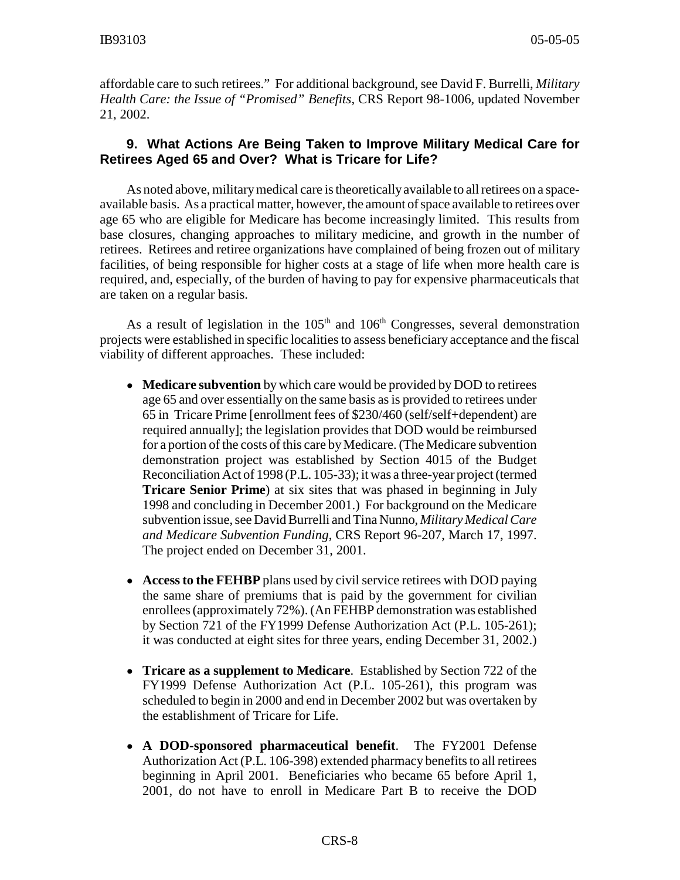affordable care to such retirees." For additional background, see David F. Burrelli, *Military Health Care: the Issue of "Promised" Benefits*, CRS Report 98-1006, updated November 21, 2002.

### 9. What Actions Are Being Taken to Improve Military Medical Care for Retirees Aged 65 and Over? What is Tricare for Life?

As noted above, military medical care is theoretically available to all retirees on a space-available basis. As a practical matter, however, the amount of space available to retirees over age 65 who are eligible for Medicare has become increasingly limited. This results from base closures, changing approaches to military medicine, and growth in the number of retirees. Retirees and retiree organizations have complained of being frozen out of military facilities, of being responsible for higher costs at a stage of life when more health care is required, and, especially, of the burden of having to pay for expensive pharmaceuticals that are taken on a regular basis.

As a result of legislation in the 105th and 106th Congresses, several demonstration projects were established in specific localities to assess beneficiary acceptance and the fiscal viability of different approaches. These included:

- **Medicare subvention** by which care would be provided by DOD to retirees age 65 and over essentially on the same basis as is provided to retirees under 65 in Tricare Prime [enrollment fees of $230/460 (self/self+dependent) are required annually]; the legislation provides that DOD would be reimbursed for a portion of the costs of this care by Medicare. (The Medicare subvention demonstration project was established by Section 4015 of the Budget Reconciliation Act of 1998 (P.L. 105-33); it was a three-year project (termed **Tricare Senior Prime**) at six sites that was phased in beginning in July 1998 and concluding in December 2001.) For background on the Medicare subvention issue, see David Burrelli and Tina Nunno, *Military Medical Care and Medicare Subvention Funding*, CRS Report 96-207, March 17, 1997. The project ended on December 31, 2001.

- **Access to the FEHBP** plans used by civil service retirees with DOD paying the same share of premiums that is paid by the government for civilian enrollees (approximately 72%). (An FEHBP demonstration was established by Section 721 of the FY1999 Defense Authorization Act (P.L. 105-261); it was conducted at eight sites for three years, ending December 31, 2002.)

- **Tricare as a supplement to Medicare**. Established by Section 722 of the FY1999 Defense Authorization Act (P.L. 105-261), this program was scheduled to begin in 2000 and end in December 2002 but was overtaken by the establishment of Tricare for Life.

- **A DOD-sponsored pharmaceutical benefit**. The FY2001 Defense Authorization Act (P.L. 106-398) extended pharmacy benefits to all retirees beginning in April 2001. Beneficiaries who became 65 before April 1, 2001, do not have to enroll in Medicare Part B to receive the DOD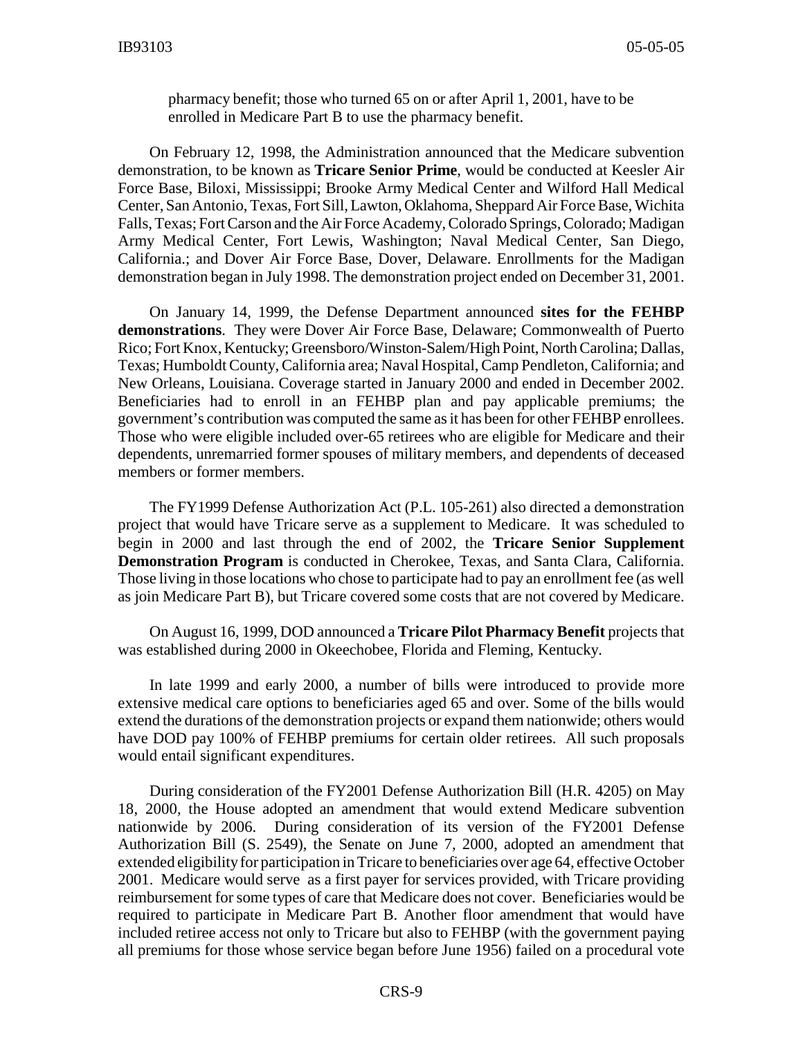pharmacy benefit; those who turned 65 on or after April 1, 2001, have to be enrolled in Medicare Part B to use the pharmacy benefit.

On February 12, 1998, the Administration announced that the Medicare subvention demonstration, to be known as **Tricare Senior Prime**, would be conducted at Keesler Air Force Base, Biloxi, Mississippi; Brooke Army Medical Center and Wilford Hall Medical Center, San Antonio, Texas, Fort Sill, Lawton, Oklahoma, Sheppard Air Force Base, Wichita Falls, Texas; Fort Carson and the Air Force Academy, Colorado Springs, Colorado; Madigan Army Medical Center, Fort Lewis, Washington; Naval Medical Center, San Diego, California.; and Dover Air Force Base, Dover, Delaware. Enrollments for the Madigan demonstration began in July 1998. The demonstration project ended on December 31, 2001.

On January 14, 1999, the Defense Department announced **sites for the FEHBP demonstrations**. They were Dover Air Force Base, Delaware; Commonwealth of Puerto Rico; Fort Knox, Kentucky; Greensboro/Winston-Salem/High Point, North Carolina; Dallas, Texas; Humboldt County, California area; Naval Hospital, Camp Pendleton, California; and New Orleans, Louisiana. Coverage started in January 2000 and ended in December 2002. Beneficiaries had to enroll in an FEHBP plan and pay applicable premiums; the government's contribution was computed the same as it has been for other FEHBP enrollees. Those who were eligible included over-65 retirees who are eligible for Medicare and their dependents, unremarried former spouses of military members, and dependents of deceased members or former members.

The FY1999 Defense Authorization Act (P.L. 105-261) also directed a demonstration project that would have Tricare serve as a supplement to Medicare. It was scheduled to begin in 2000 and last through the end of 2002, the **Tricare Senior Supplement Demonstration Program** is conducted in Cherokee, Texas, and Santa Clara, California. Those living in those locations who chose to participate had to pay an enrollment fee (as well as join Medicare Part B), but Tricare covered some costs that are not covered by Medicare.

On August 16, 1999, DOD announced a **Tricare Pilot Pharmacy Benefit** projects that was established during 2000 in Okeechobee, Florida and Fleming, Kentucky.

In late 1999 and early 2000, a number of bills were introduced to provide more extensive medical care options to beneficiaries aged 65 and over. Some of the bills would extend the durations of the demonstration projects or expand them nationwide; others would have DOD pay 100% of FEHBP premiums for certain older retirees. All such proposals would entail significant expenditures.

During consideration of the FY2001 Defense Authorization Bill (H.R. 4205) on May 18, 2000, the House adopted an amendment that would extend Medicare subvention nationwide by 2006. During consideration of its version of the FY2001 Defense Authorization Bill (S. 2549), the Senate on June 7, 2000, adopted an amendment that extended eligibility for participation in Tricare to beneficiaries over age 64, effective October 2001. Medicare would serve as a first payer for services provided, with Tricare providing reimbursement for some types of care that Medicare does not cover. Beneficiaries would be required to participate in Medicare Part B. Another floor amendment that would have included retiree access not only to Tricare but also to FEHBP (with the government paying all premiums for those whose service began before June 1956) failed on a procedural vote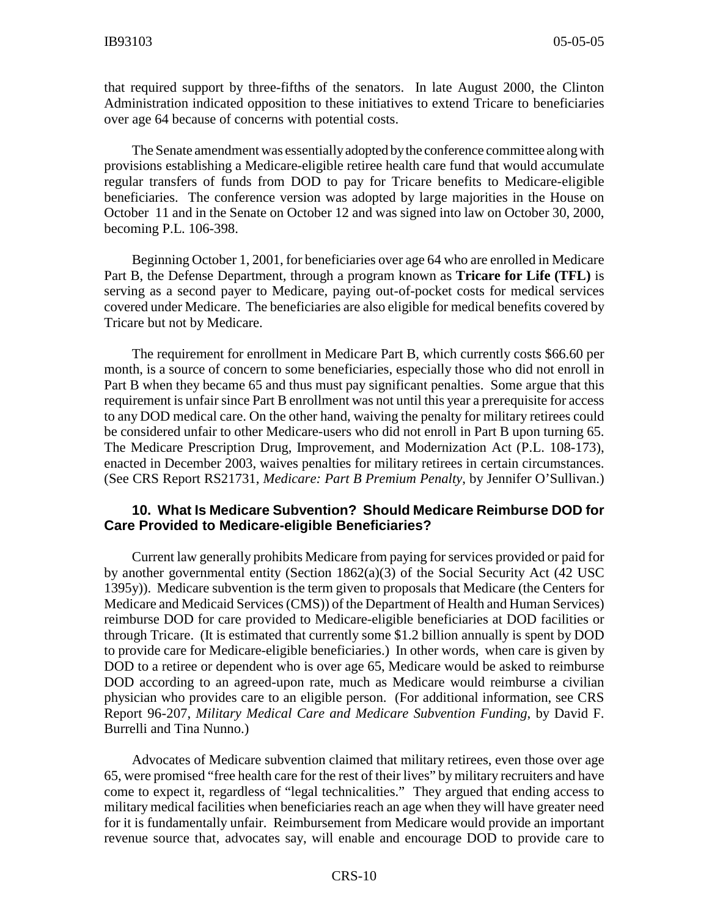that required support by three-fifths of the senators. In late August 2000, the Clinton Administration indicated opposition to these initiatives to extend Tricare to beneficiaries over age 64 because of concerns with potential costs.

The Senate amendment was essentially adopted by the conference committee along with provisions establishing a Medicare-eligible retiree health care fund that would accumulate regular transfers of funds from DOD to pay for Tricare benefits to Medicare-eligible beneficiaries. The conference version was adopted by large majorities in the House on October 11 and in the Senate on October 12 and was signed into law on October 30, 2000, becoming P.L. 106-398.

Beginning October 1, 2001, for beneficiaries over age 64 who are enrolled in Medicare Part B, the Defense Department, through a program known as **Tricare for Life (TFL)** is serving as a second payer to Medicare, paying out-of-pocket costs for medical services covered under Medicare. The beneficiaries are also eligible for medical benefits covered by Tricare but not by Medicare.

The requirement for enrollment in Medicare Part B, which currently costs $66.60 per month, is a source of concern to some beneficiaries, especially those who did not enroll in Part B when they became 65 and thus must pay significant penalties. Some argue that this requirement is unfair since Part B enrollment was not until this year a prerequisite for access to any DOD medical care. On the other hand, waiving the penalty for military retirees could be considered unfair to other Medicare-users who did not enroll in Part B upon turning 65. The Medicare Prescription Drug, Improvement, and Modernization Act (P.L. 108-173), enacted in December 2003, waives penalties for military retirees in certain circumstances. (See CRS Report RS21731, *Medicare: Part B Premium Penalty*, by Jennifer O'Sullivan.)

### 10. What Is Medicare Subvention? Should Medicare Reimburse DOD for Care Provided to Medicare-eligible Beneficiaries?

Current law generally prohibits Medicare from paying for services provided or paid for by another governmental entity (Section 1862(a)(3) of the Social Security Act (42 USC 1395y)). Medicare subvention is the term given to proposals that Medicare (the Centers for Medicare and Medicaid Services (CMS)) of the Department of Health and Human Services) reimburse DOD for care provided to Medicare-eligible beneficiaries at DOD facilities or through Tricare. (It is estimated that currently some $1.2 billion annually is spent by DOD to provide care for Medicare-eligible beneficiaries.) In other words, when care is given by DOD to a retiree or dependent who is over age 65, Medicare would be asked to reimburse DOD according to an agreed-upon rate, much as Medicare would reimburse a civilian physician who provides care to an eligible person. (For additional information, see CRS Report 96-207, *Military Medical Care and Medicare Subvention Funding*, by David F. Burrelli and Tina Nunno.)

Advocates of Medicare subvention claimed that military retirees, even those over age 65, were promised "free health care for the rest of their lives" by military recruiters and have come to expect it, regardless of "legal technicalities." They argued that ending access to military medical facilities when beneficiaries reach an age when they will have greater need for it is fundamentally unfair. Reimbursement from Medicare would provide an important revenue source that, advocates say, will enable and encourage DOD to provide care to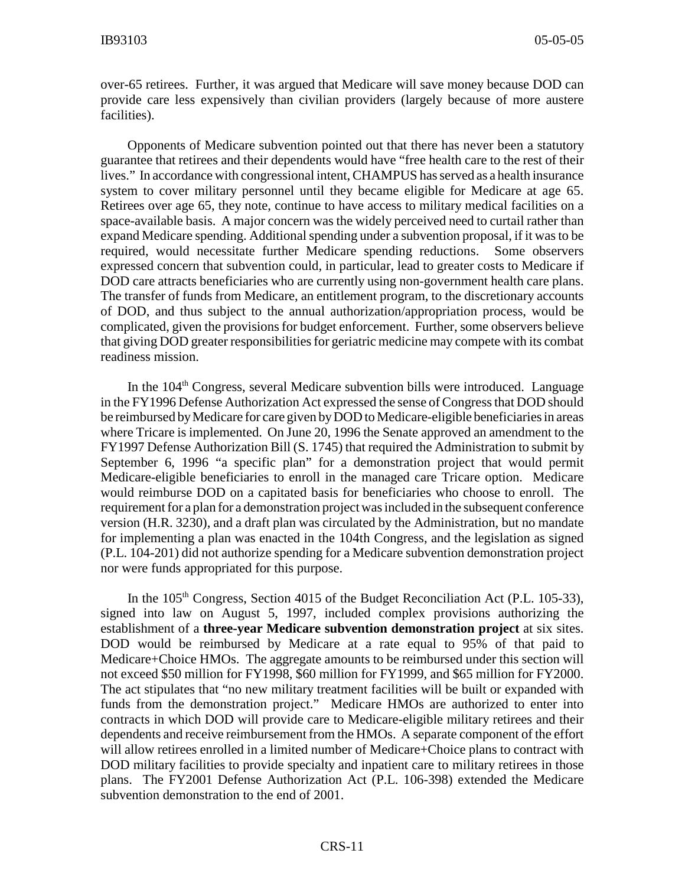over-65 retirees. Further, it was argued that Medicare will save money because DOD can provide care less expensively than civilian providers (largely because of more austere facilities).

Opponents of Medicare subvention pointed out that there has never been a statutory guarantee that retirees and their dependents would have "free health care to the rest of their lives." In accordance with congressional intent, CHAMPUS has served as a health insurance system to cover military personnel until they became eligible for Medicare at age 65. Retirees over age 65, they note, continue to have access to military medical facilities on a space-available basis. A major concern was the widely perceived need to curtail rather than expand Medicare spending. Additional spending under a subvention proposal, if it was to be required, would necessitate further Medicare spending reductions. Some observers expressed concern that subvention could, in particular, lead to greater costs to Medicare if DOD care attracts beneficiaries who are currently using non-government health care plans. The transfer of funds from Medicare, an entitlement program, to the discretionary accounts of DOD, and thus subject to the annual authorization/appropriation process, would be complicated, given the provisions for budget enforcement. Further, some observers believe that giving DOD greater responsibilities for geriatric medicine may compete with its combat readiness mission.

In the 104th Congress, several Medicare subvention bills were introduced. Language in the FY1996 Defense Authorization Act expressed the sense of Congress that DOD should be reimbursed by Medicare for care given by DOD to Medicare-eligible beneficiaries in areas where Tricare is implemented. On June 20, 1996 the Senate approved an amendment to the FY1997 Defense Authorization Bill (S. 1745) that required the Administration to submit by September 6, 1996 "a specific plan" for a demonstration project that would permit Medicare-eligible beneficiaries to enroll in the managed care Tricare option. Medicare would reimburse DOD on a capitated basis for beneficiaries who choose to enroll. The requirement for a plan for a demonstration project was included in the subsequent conference version (H.R. 3230), and a draft plan was circulated by the Administration, but no mandate for implementing a plan was enacted in the 104th Congress, and the legislation as signed (P.L. 104-201) did not authorize spending for a Medicare subvention demonstration project nor were funds appropriated for this purpose.

In the 105th Congress, Section 4015 of the Budget Reconciliation Act (P.L. 105-33), signed into law on August 5, 1997, included complex provisions authorizing the establishment of a **three-year Medicare subvention demonstration project** at six sites. DOD would be reimbursed by Medicare at a rate equal to 95% of that paid to Medicare+Choice HMOs. The aggregate amounts to be reimbursed under this section will not exceed \$50 million for FY1998, \$60 million for FY1999, and \$65 million for FY2000. The act stipulates that "no new military treatment facilities will be built or expanded with funds from the demonstration project." Medicare HMOs are authorized to enter into contracts in which DOD will provide care to Medicare-eligible military retirees and their dependents and receive reimbursement from the HMOs. A separate component of the effort will allow retirees enrolled in a limited number of Medicare+Choice plans to contract with DOD military facilities to provide specialty and inpatient care to military retirees in those plans. The FY2001 Defense Authorization Act (P.L. 106-398) extended the Medicare subvention demonstration to the end of 2001.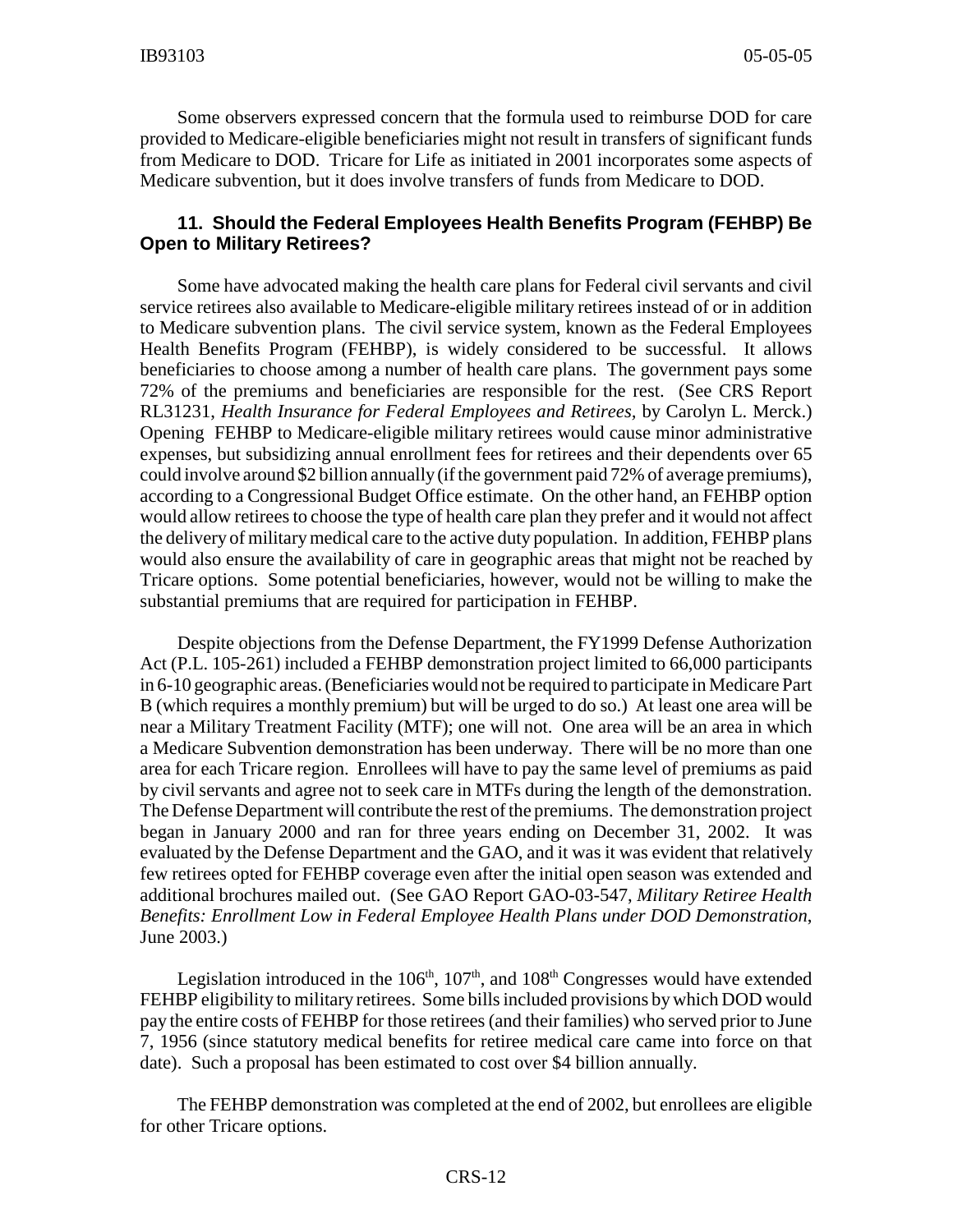Some observers expressed concern that the formula used to reimburse DOD for care provided to Medicare-eligible beneficiaries might not result in transfers of significant funds from Medicare to DOD. Tricare for Life as initiated in 2001 incorporates some aspects of Medicare subvention, but it does involve transfers of funds from Medicare to DOD.

### 11. Should the Federal Employees Health Benefits Program (FEHBP) Be Open to Military Retirees?

Some have advocated making the health care plans for Federal civil servants and civil service retirees also available to Medicare-eligible military retirees instead of or in addition to Medicare subvention plans. The civil service system, known as the Federal Employees Health Benefits Program (FEHBP), is widely considered to be successful. It allows beneficiaries to choose among a number of health care plans. The government pays some 72% of the premiums and beneficiaries are responsible for the rest. (See CRS Report RL31231, *Health Insurance for Federal Employees and Retirees,* by Carolyn L. Merck.) Opening FEHBP to Medicare-eligible military retirees would cause minor administrative expenses, but subsidizing annual enrollment fees for retirees and their dependents over 65 could involve around $2 billion annually (if the government paid 72% of average premiums), according to a Congressional Budget Office estimate. On the other hand, an FEHBP option would allow retirees to choose the type of health care plan they prefer and it would not affect the delivery of military medical care to the active duty population. In addition, FEHBP plans would also ensure the availability of care in geographic areas that might not be reached by Tricare options. Some potential beneficiaries, however, would not be willing to make the substantial premiums that are required for participation in FEHBP.

Despite objections from the Defense Department, the FY1999 Defense Authorization Act (P.L. 105-261) included a FEHBP demonstration project limited to 66,000 participants in 6-10 geographic areas. (Beneficiaries would not be required to participate in Medicare Part B (which requires a monthly premium) but will be urged to do so.) At least one area will be near a Military Treatment Facility (MTF); one will not. One area will be an area in which a Medicare Subvention demonstration has been underway. There will be no more than one area for each Tricare region. Enrollees will have to pay the same level of premiums as paid by civil servants and agree not to seek care in MTFs during the length of the demonstration. The Defense Department will contribute the rest of the premiums. The demonstration project began in January 2000 and ran for three years ending on December 31, 2002. It was evaluated by the Defense Department and the GAO, and it was it was evident that relatively few retirees opted for FEHBP coverage even after the initial open season was extended and additional brochures mailed out. (See GAO Report GAO-03-547, *Military Retiree Health Benefits: Enrollment Low in Federal Employee Health Plans under DOD Demonstration*, June 2003.)

Legislation introduced in the 106th, 107th, and 108th Congresses would have extended FEHBP eligibility to military retirees. Some bills included provisions by which DOD would pay the entire costs of FEHBP for those retirees (and their families) who served prior to June 7, 1956 (since statutory medical benefits for retiree medical care came into force on that date). Such a proposal has been estimated to cost over $4 billion annually.

The FEHBP demonstration was completed at the end of 2002, but enrollees are eligible for other Tricare options.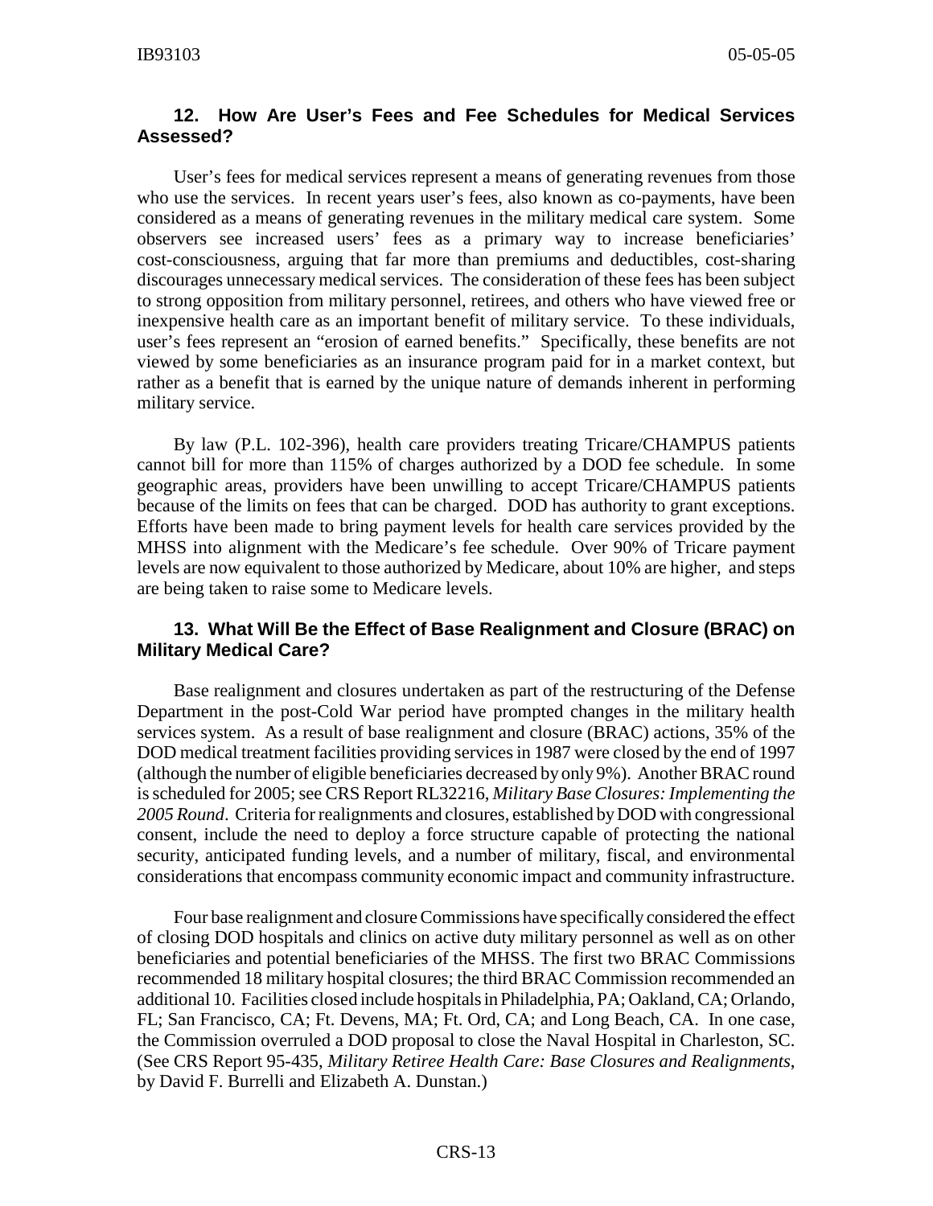### 12. How Are User's Fees and Fee Schedules for Medical Services Assessed?

User's fees for medical services represent a means of generating revenues from those who use the services. In recent years user's fees, also known as co-payments, have been considered as a means of generating revenues in the military medical care system. Some observers see increased users' fees as a primary way to increase beneficiaries' cost-consciousness, arguing that far more than premiums and deductibles, cost-sharing discourages unnecessary medical services. The consideration of these fees has been subject to strong opposition from military personnel, retirees, and others who have viewed free or inexpensive health care as an important benefit of military service. To these individuals, user's fees represent an "erosion of earned benefits." Specifically, these benefits are not viewed by some beneficiaries as an insurance program paid for in a market context, but rather as a benefit that is earned by the unique nature of demands inherent in performing military service.

By law (P.L. 102-396), health care providers treating Tricare/CHAMPUS patients cannot bill for more than 115% of charges authorized by a DOD fee schedule. In some geographic areas, providers have been unwilling to accept Tricare/CHAMPUS patients because of the limits on fees that can be charged. DOD has authority to grant exceptions. Efforts have been made to bring payment levels for health care services provided by the MHSS into alignment with the Medicare's fee schedule. Over 90% of Tricare payment levels are now equivalent to those authorized by Medicare, about 10% are higher, and steps are being taken to raise some to Medicare levels.

### 13. What Will Be the Effect of Base Realignment and Closure (BRAC) on Military Medical Care?

Base realignment and closures undertaken as part of the restructuring of the Defense Department in the post-Cold War period have prompted changes in the military health services system. As a result of base realignment and closure (BRAC) actions, 35% of the DOD medical treatment facilities providing services in 1987 were closed by the end of 1997 (although the number of eligible beneficiaries decreased by only 9%). Another BRAC round is scheduled for 2005; see CRS Report RL32216, *Military Base Closures: Implementing the 2005 Round*. Criteria for realignments and closures, established by DOD with congressional consent, include the need to deploy a force structure capable of protecting the national security, anticipated funding levels, and a number of military, fiscal, and environmental considerations that encompass community economic impact and community infrastructure.

Four base realignment and closure Commissions have specifically considered the effect of closing DOD hospitals and clinics on active duty military personnel as well as on other beneficiaries and potential beneficiaries of the MHSS. The first two BRAC Commissions recommended 18 military hospital closures; the third BRAC Commission recommended an additional 10. Facilities closed include hospitals in Philadelphia, PA; Oakland, CA; Orlando, FL; San Francisco, CA; Ft. Devens, MA; Ft. Ord, CA; and Long Beach, CA. In one case, the Commission overruled a DOD proposal to close the Naval Hospital in Charleston, SC. (See CRS Report 95-435, *Military Retiree Health Care: Base Closures and Realignments*, by David F. Burrelli and Elizabeth A. Dunstan.)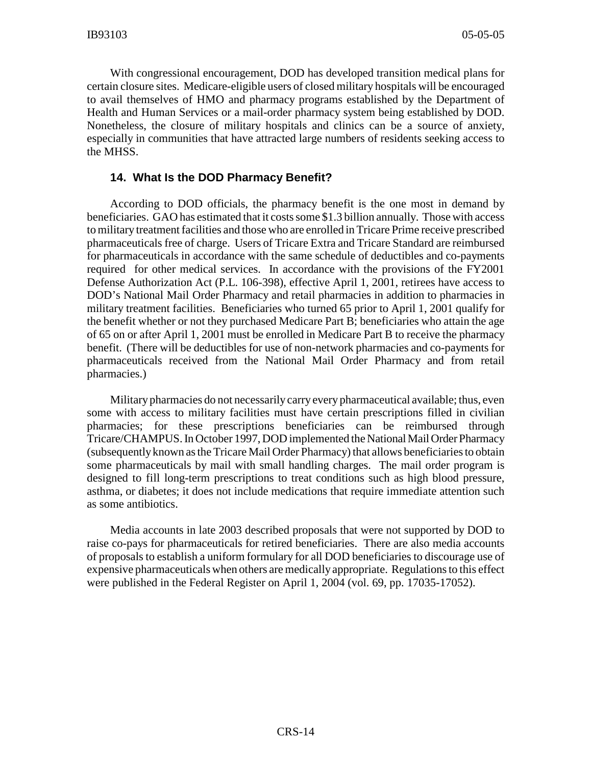With congressional encouragement, DOD has developed transition medical plans for certain closure sites. Medicare-eligible users of closed military hospitals will be encouraged to avail themselves of HMO and pharmacy programs established by the Department of Health and Human Services or a mail-order pharmacy system being established by DOD. Nonetheless, the closure of military hospitals and clinics can be a source of anxiety, especially in communities that have attracted large numbers of residents seeking access to the MHSS.

### 14. What Is the DOD Pharmacy Benefit?

According to DOD officials, the pharmacy benefit is the one most in demand by beneficiaries. GAO has estimated that it costs some $1.3 billion annually. Those with access to military treatment facilities and those who are enrolled in Tricare Prime receive prescribed pharmaceuticals free of charge. Users of Tricare Extra and Tricare Standard are reimbursed for pharmaceuticals in accordance with the same schedule of deductibles and co-payments required for other medical services. In accordance with the provisions of the FY2001 Defense Authorization Act (P.L. 106-398), effective April 1, 2001, retirees have access to DOD's National Mail Order Pharmacy and retail pharmacies in addition to pharmacies in military treatment facilities. Beneficiaries who turned 65 prior to April 1, 2001 qualify for the benefit whether or not they purchased Medicare Part B; beneficiaries who attain the age of 65 on or after April 1, 2001 must be enrolled in Medicare Part B to receive the pharmacy benefit. (There will be deductibles for use of non-network pharmacies and co-payments for pharmaceuticals received from the National Mail Order Pharmacy and from retail pharmacies.)

Military pharmacies do not necessarily carry every pharmaceutical available; thus, even some with access to military facilities must have certain prescriptions filled in civilian pharmacies; for these prescriptions beneficiaries can be reimbursed through Tricare/CHAMPUS. In October 1997, DOD implemented the National Mail Order Pharmacy (subsequently known as the Tricare Mail Order Pharmacy) that allows beneficiaries to obtain some pharmaceuticals by mail with small handling charges. The mail order program is designed to fill long-term prescriptions to treat conditions such as high blood pressure, asthma, or diabetes; it does not include medications that require immediate attention such as some antibiotics.

Media accounts in late 2003 described proposals that were not supported by DOD to raise co-pays for pharmaceuticals for retired beneficiaries. There are also media accounts of proposals to establish a uniform formulary for all DOD beneficiaries to discourage use of expensive pharmaceuticals when others are medically appropriate. Regulations to this effect were published in the Federal Register on April 1, 2004 (vol. 69, pp. 17035-17052).